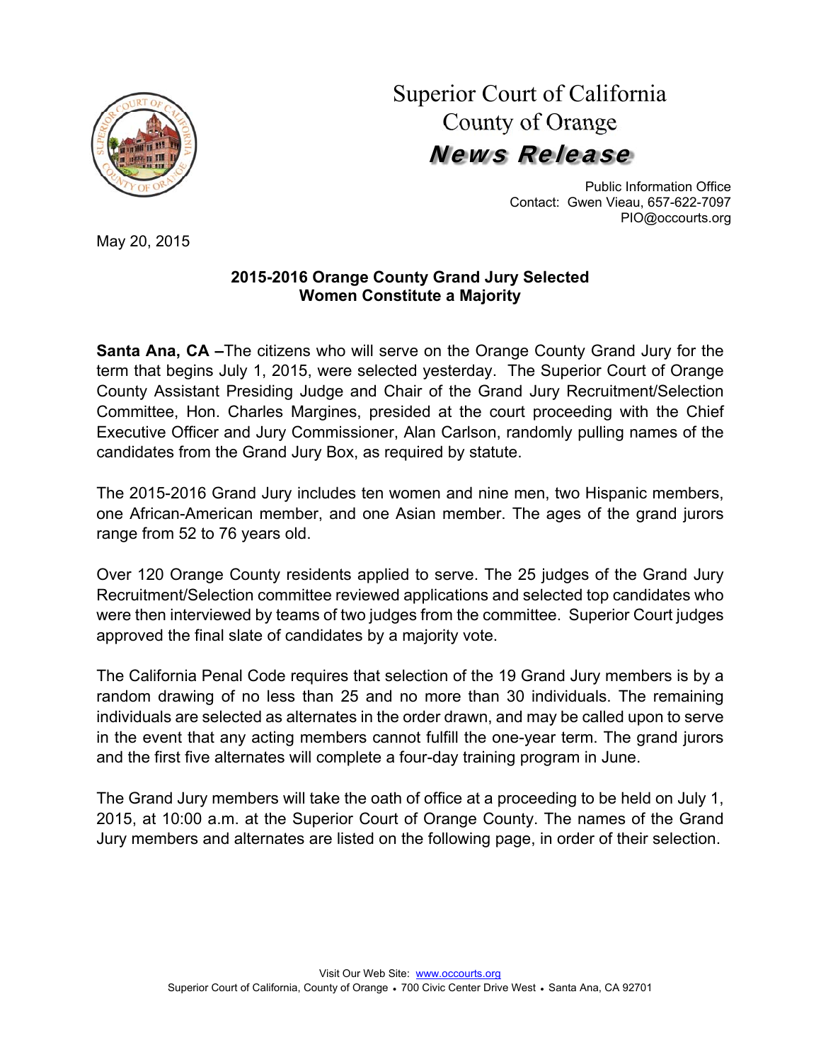# Superior Court of California
## County of Orange
## *News Release*

Public Information Office
Contact: Gwen Vieau, 657-622-7097
PIO@occourts.org

May 20, 2015

**2015-2016 Orange County Grand Jury Selected**
**Women Constitute a Majority**

**Santa Ana, CA –**The citizens who will serve on the Orange County Grand Jury for the term that begins July 1, 2015, were selected yesterday. The Superior Court of Orange County Assistant Presiding Judge and Chair of the Grand Jury Recruitment/Selection Committee, Hon. Charles Margines, presided at the court proceeding with the Chief Executive Officer and Jury Commissioner, Alan Carlson, randomly pulling names of the candidates from the Grand Jury Box, as required by statute.

The 2015-2016 Grand Jury includes ten women and nine men, two Hispanic members, one African-American member, and one Asian member. The ages of the grand jurors range from 52 to 76 years old.

Over 120 Orange County residents applied to serve. The 25 judges of the Grand Jury Recruitment/Selection committee reviewed applications and selected top candidates who were then interviewed by teams of two judges from the committee. Superior Court judges approved the final slate of candidates by a majority vote.

The California Penal Code requires that selection of the 19 Grand Jury members is by a random drawing of no less than 25 and no more than 30 individuals. The remaining individuals are selected as alternates in the order drawn, and may be called upon to serve in the event that any acting members cannot fulfill the one-year term. The grand jurors and the first five alternates will complete a four-day training program in June.

The Grand Jury members will take the oath of office at a proceeding to be held on July 1, 2015, at 10:00 a.m. at the Superior Court of Orange County. The names of the Grand Jury members and alternates are listed on the following page, in order of their selection.

Visit Our Web Site: www.occourts.org
Superior Court of California, County of Orange • 700 Civic Center Drive West • Santa Ana, CA 92701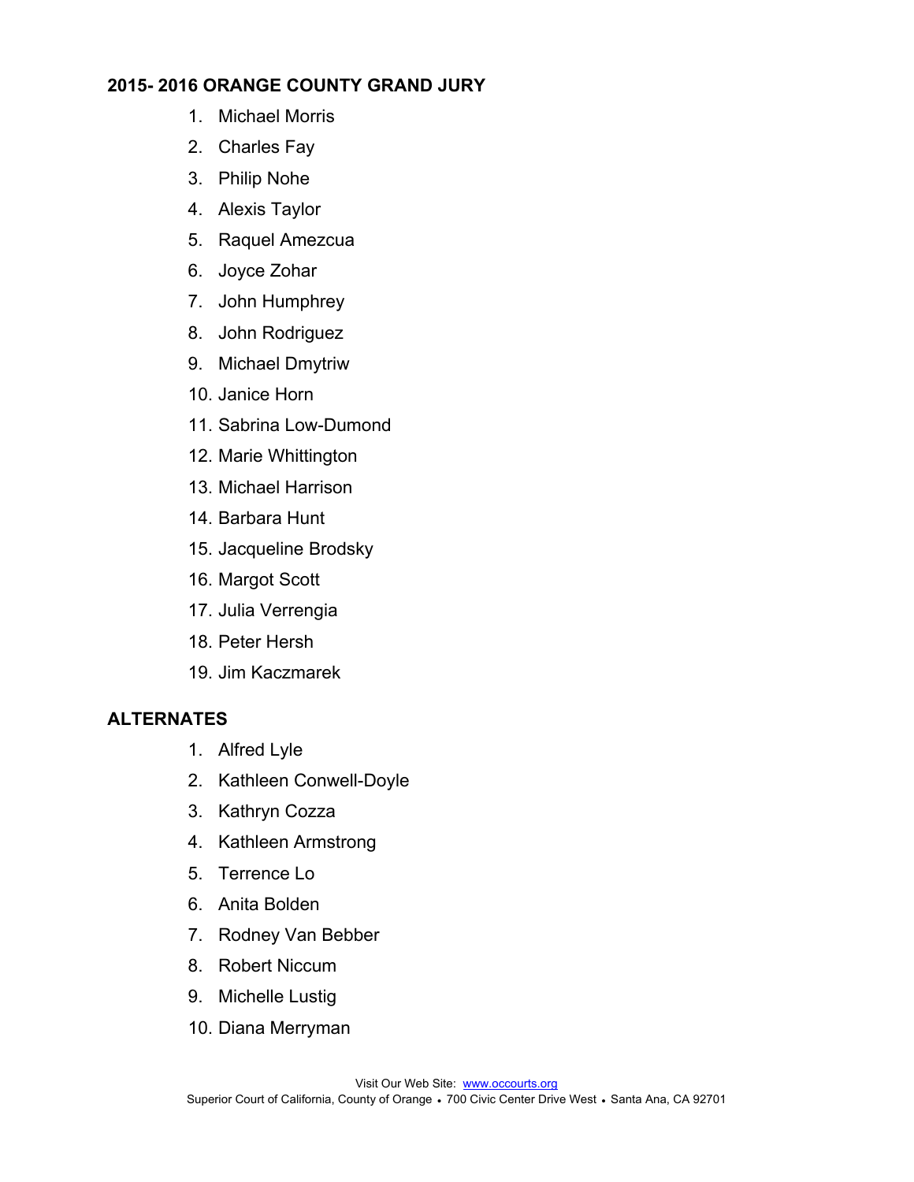**2015- 2016 ORANGE COUNTY GRAND JURY**

1. Michael Morris
2. Charles Fay
3. Philip Nohe
4. Alexis Taylor
5. Raquel Amezcua
6. Joyce Zohar
7. John Humphrey
8. John Rodriguez
9. Michael Dmytriw
10. Janice Horn
11. Sabrina Low-Dumond
12. Marie Whittington
13. Michael Harrison
14. Barbara Hunt
15. Jacqueline Brodsky
16. Margot Scott
17. Julia Verrengia
18. Peter Hersh
19. Jim Kaczmarek

**ALTERNATES**

1. Alfred Lyle
2. Kathleen Conwell-Doyle
3. Kathryn Cozza
4. Kathleen Armstrong
5. Terrence Lo
6. Anita Bolden
7. Rodney Van Bebber
8. Robert Niccum
9. Michelle Lustig
10. Diana Merryman